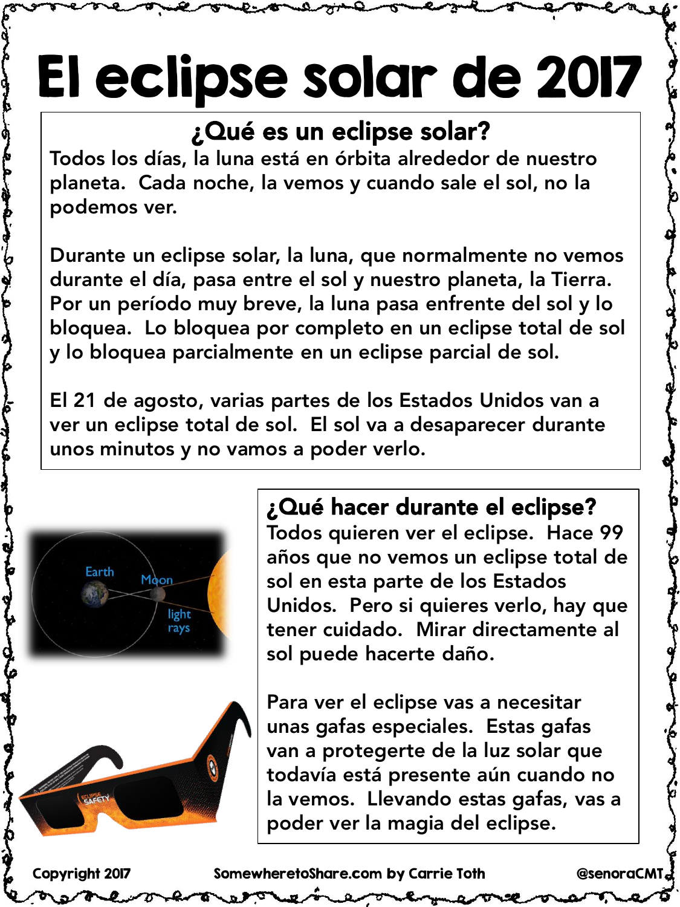# El eclipse solar de 2017

## ¿Qué es un eclipse solar?

Todos los días, la luna está en órbita alrededor de nuestro planeta. Cada noche, la vemos y cuando sale el sol, no la podemos ver.

Durante un eclipse solar, la luna, que normalmente no vemos durante el día, pasa entre el sol y nuestro planeta, la Tierra. Por un período muy breve, la luna pasa enfrente del sol y lo bloquea. Lo bloquea por completo en un eclipse total de sol y lo bloquea parcialmente en un eclipse parcial de sol.

El 21 de agosto, varias partes de los Estados Unidos van a ver un eclipse total de sol. El sol va a desaparecer durante unos minutos y no vamos a poder verlo.

## ¿Qué hacer durante el eclipse?

Todos quieren ver el eclipse. Hace 99 años que no vemos un eclipse total de sol en esta parte de los Estados Unidos. Pero si quieres verlo, hay que tener cuidado. Mirar directamente al sol puede hacerte daño.

Para ver el eclipse vas a necesitar unas gafas especiales. Estas gafas van a protegerte de la luz solar que todavía está presente aún cuando no la vemos. Llevando estas gafas, vas a poder ver la magia del eclipse.

Copyright 2017 SomewheretoShare.com by Carrie Toth @senoraCMT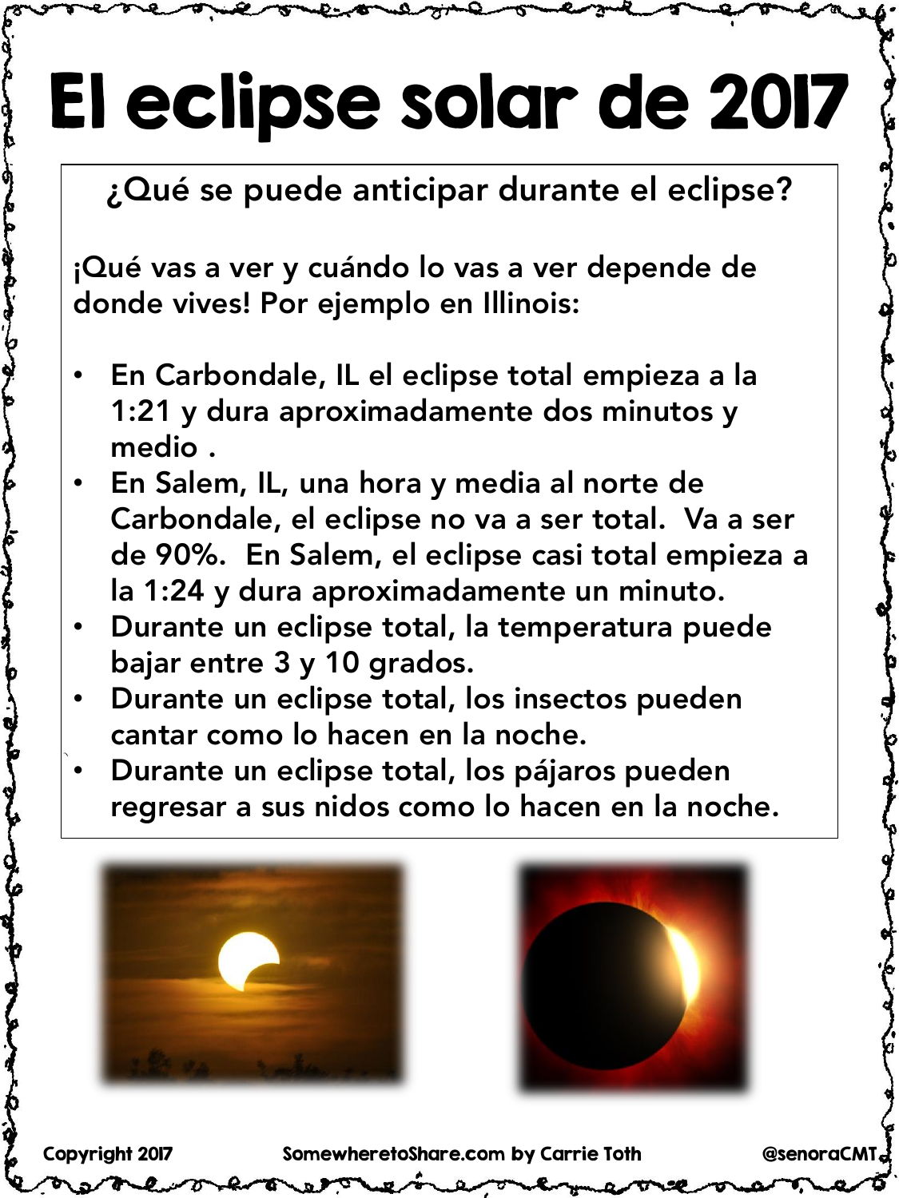# El eclipse solar de 2017

¿Qué se puede anticipar durante el eclipse?

¡Qué vas a ver y cuándo lo vas a ver depende de donde vives! Por ejemplo en Illinois:

- En Carbondale, IL el eclipse total empieza a la 1:21 y dura aproximadamente dos minutos y medio .
- En Salem, IL, una hora y media al norte de Carbondale, el eclipse no va a ser total. Va a ser de 90%. En Salem, el eclipse casi total empieza a la 1:24 y dura aproximadamente un minuto.
- Durante un eclipse total, la temperatura puede bajar entre 3 y 10 grados.
- Durante un eclipse total, los insectos pueden cantar como lo hacen en la noche.
- Durante un eclipse total, los pájaros pueden regresar a sus nidos como lo hacen en la noche.

Copyright 2017 SomewheretoShare.com by Carrie Toth @senoraCMT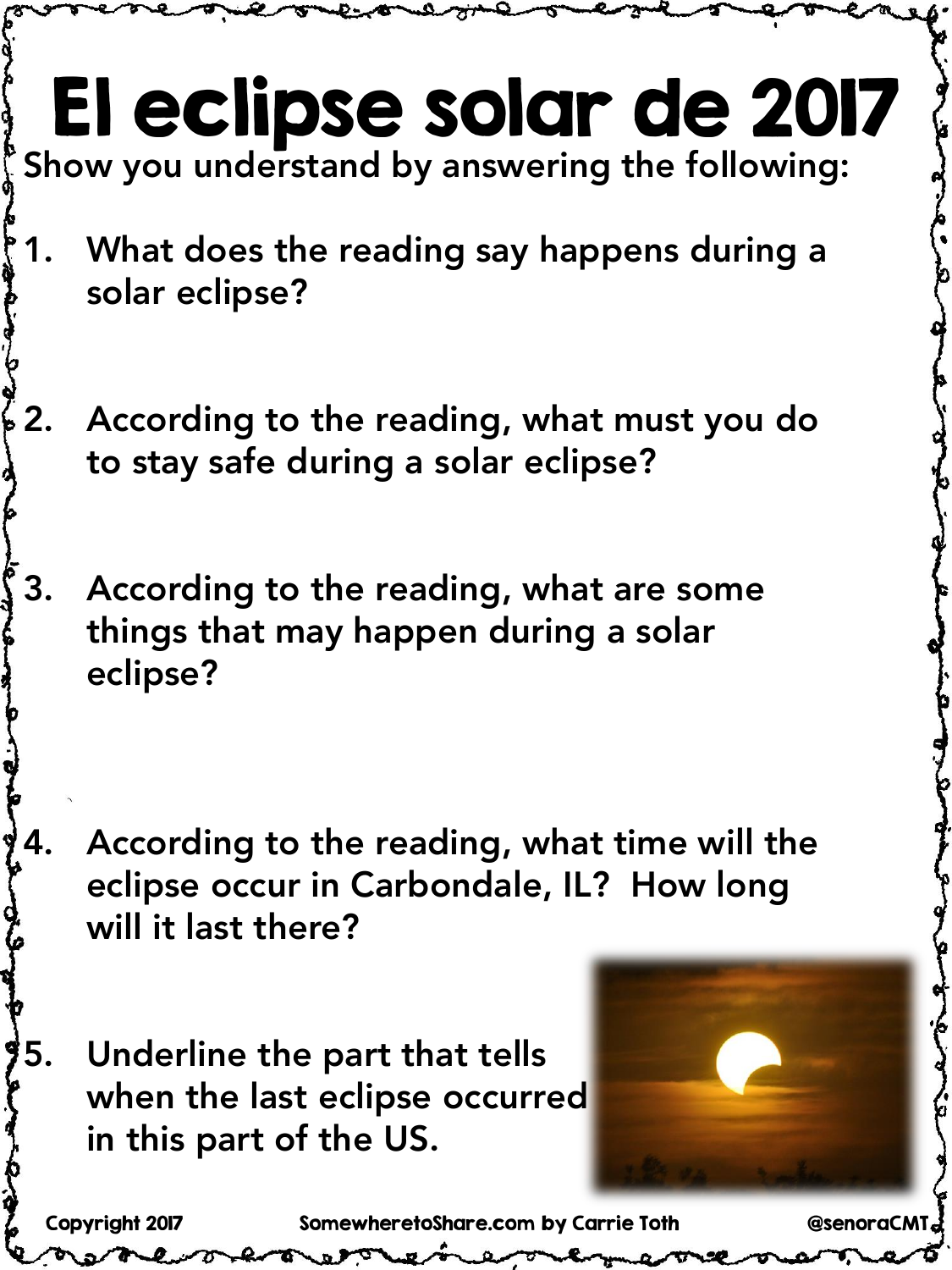# El eclipse solar de 2017

Show you understand by answering the following:

1. What does the reading say happens during a solar eclipse?

2. According to the reading, what must you do to stay safe during a solar eclipse?

3. According to the reading, what are some things that may happen during a solar eclipse?

4. According to the reading, what time will the eclipse occur in Carbondale, IL? How long will it last there?

5. Underline the part that tells when the last eclipse occurred in this part of the US.

Copyright 2017 SomewheretoShare.com by Carrie Toth @senoraCMT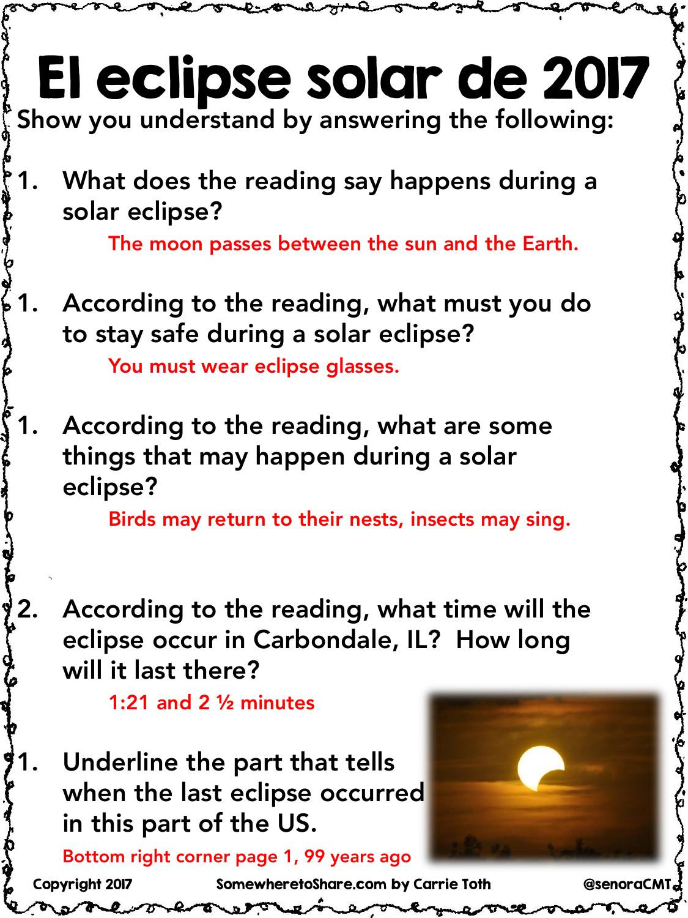# El eclipse solar de 2017

Show you understand by answering the following:

1. What does the reading say happens during a solar eclipse?

   The moon passes between the sun and the Earth.

1. According to the reading, what must you do to stay safe during a solar eclipse?

   You must wear eclipse glasses.

1. According to the reading, what are some things that may happen during a solar eclipse?

   Birds may return to their nests, insects may sing.

2. According to the reading, what time will the eclipse occur in Carbondale, IL? How long will it last there?

   1:21 and 2 ½ minutes

1. Underline the part that tells when the last eclipse occurred in this part of the US.

   Bottom right corner page 1, 99 years ago

Copyright 2017 SomewheretoShare.com by Carrie Toth @senoraCMT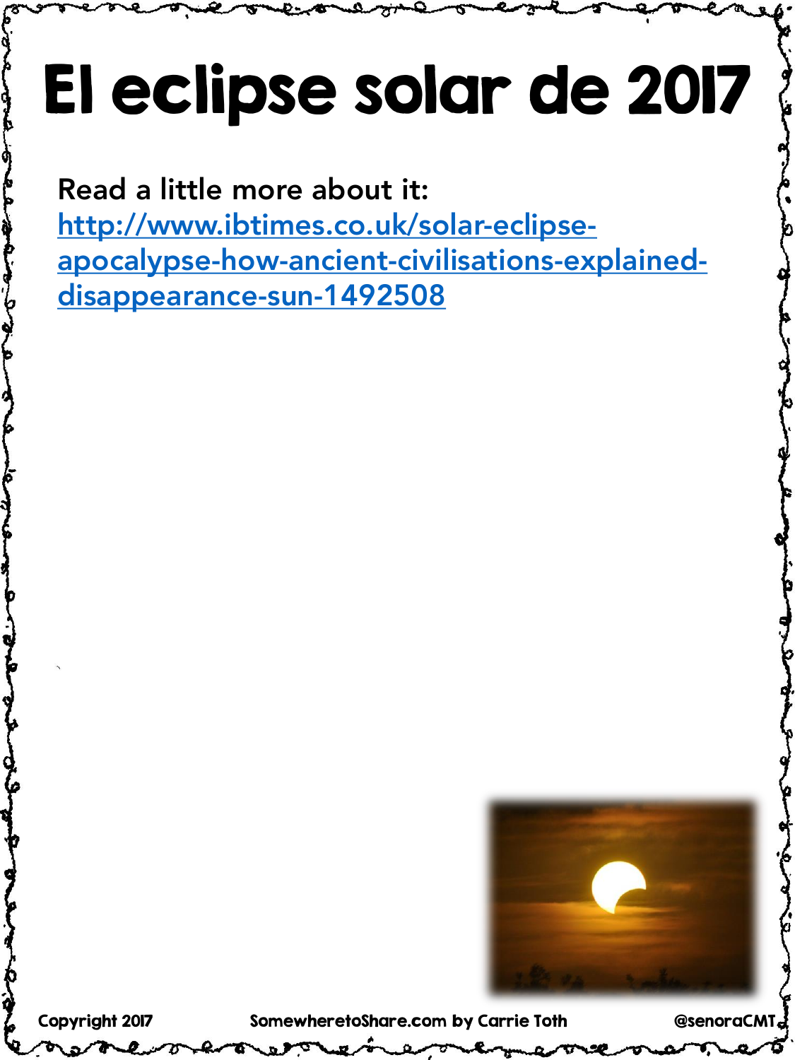# El eclipse solar de 2017

Read a little more about it:
http://www.ibtimes.co.uk/solar-eclipse-apocalypse-how-ancient-civilisations-explained-disappearance-sun-1492508